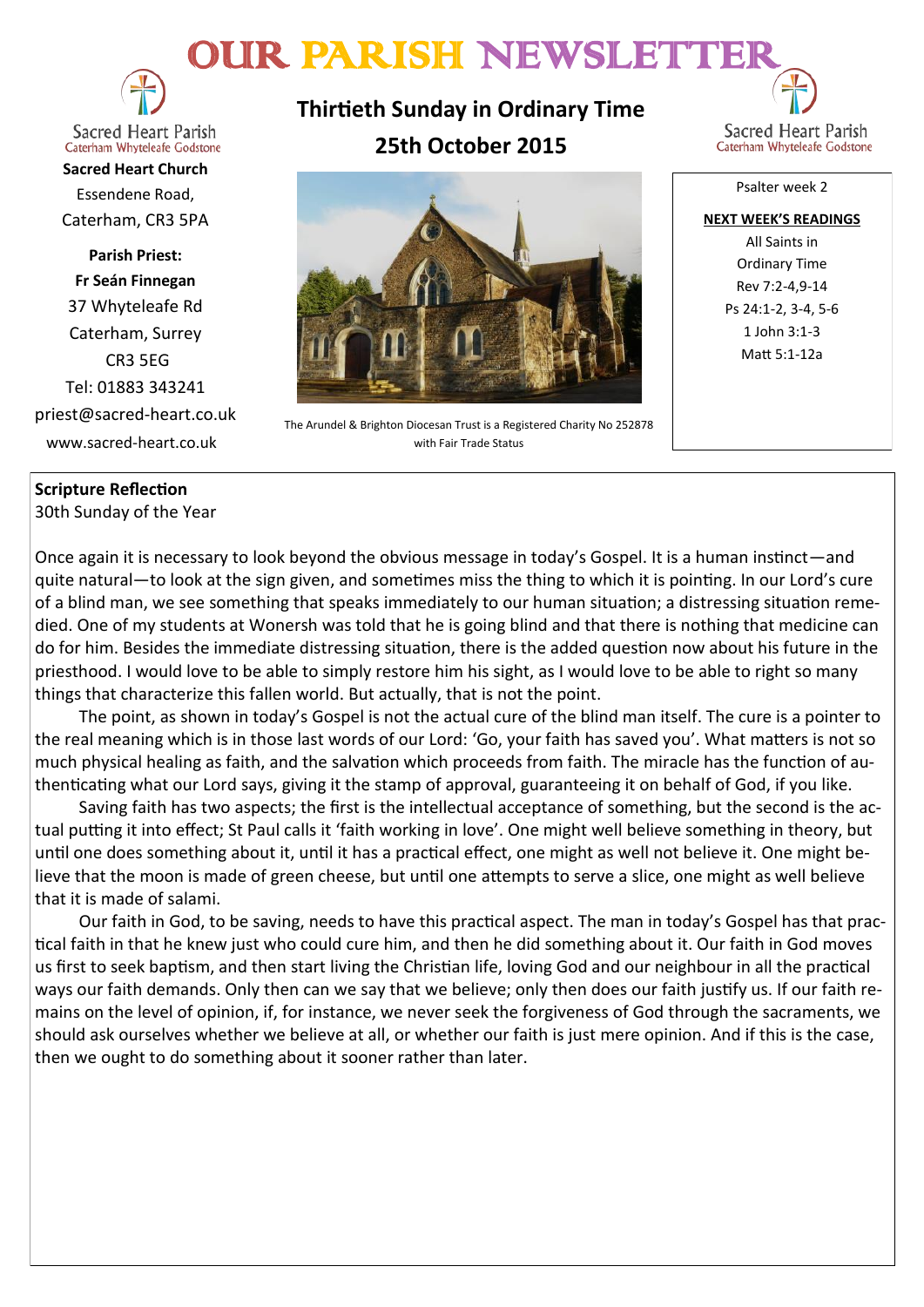# OUR PARISH NEWSLETTER

Sacred Heart Parish
Caterham Whyteleafe Godstone

**Sacred Heart Church**
Essendene Road,
Caterham, CR3 5PA

**Parish Priest:**
**Fr Seán Finnegan**
37 Whyteleafe Rd
Caterham, Surrey
CR3 5EG
Tel: 01883 343241
priest@sacred-heart.co.uk
www.sacred-heart.co.uk

## Thirtieth Sunday in Ordinary Time
## 25th October 2015

The Arundel & Brighton Diocesan Trust is a Registered Charity No 252878 with Fair Trade Status

Psalter week 2

**NEXT WEEK'S READINGS**
All Saints in Ordinary Time
Rev 7:2-4,9-14
Ps 24:1-2, 3-4, 5-6
1 John 3:1-3
Matt 5:1-12a

**Scripture Reflection**
30th Sunday of the Year

Once again it is necessary to look beyond the obvious message in today's Gospel. It is a human instinct—and quite natural—to look at the sign given, and sometimes miss the thing to which it is pointing. In our Lord's cure of a blind man, we see something that speaks immediately to our human situation; a distressing situation remedied. One of my students at Wonersh was told that he is going blind and that there is nothing that medicine can do for him. Besides the immediate distressing situation, there is the added question now about his future in the priesthood. I would love to be able to simply restore him his sight, as I would love to be able to right so many things that characterize this fallen world. But actually, that is not the point.

The point, as shown in today's Gospel is not the actual cure of the blind man itself. The cure is a pointer to the real meaning which is in those last words of our Lord: 'Go, your faith has saved you'. What matters is not so much physical healing as faith, and the salvation which proceeds from faith. The miracle has the function of authenticating what our Lord says, giving it the stamp of approval, guaranteeing it on behalf of God, if you like.

Saving faith has two aspects; the first is the intellectual acceptance of something, but the second is the actual putting it into effect; St Paul calls it 'faith working in love'. One might well believe something in theory, but until one does something about it, until it has a practical effect, one might as well not believe it. One might believe that the moon is made of green cheese, but until one attempts to serve a slice, one might as well believe that it is made of salami.

Our faith in God, to be saving, needs to have this practical aspect. The man in today's Gospel has that practical faith in that he knew just who could cure him, and then he did something about it. Our faith in God moves us first to seek baptism, and then start living the Christian life, loving God and our neighbour in all the practical ways our faith demands. Only then can we say that we believe; only then does our faith justify us. If our faith remains on the level of opinion, if, for instance, we never seek the forgiveness of God through the sacraments, we should ask ourselves whether we believe at all, or whether our faith is just mere opinion. And if this is the case, then we ought to do something about it sooner rather than later.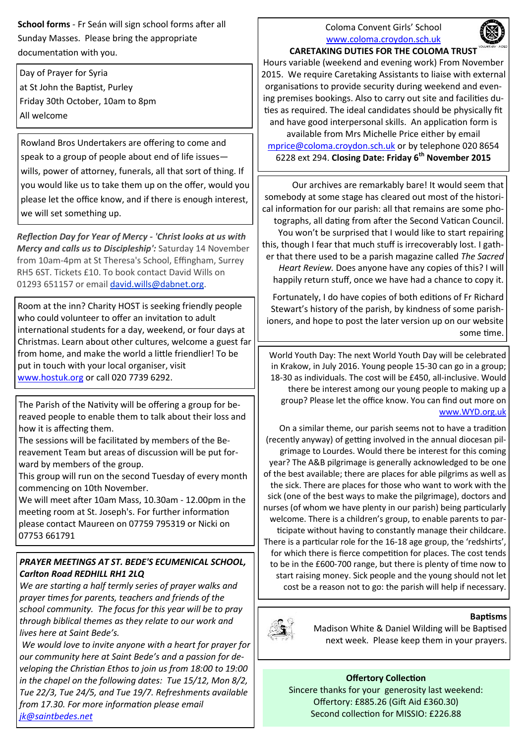**School forms** - Fr Seán will sign school forms after all Sunday Masses. Please bring the appropriate documentation with you.

Day of Prayer for Syria
at St John the Baptist, Purley
Friday 30th October, 10am to 8pm
All welcome

Rowland Bros Undertakers are offering to come and speak to a group of people about end of life issues—wills, power of attorney, funerals, all that sort of thing. If you would like us to take them up on the offer, would you please let the office know, and if there is enough interest, we will set something up.

***Reflection Day for Year of Mercy - 'Christ looks at us with Mercy and calls us to Discipleship':*** Saturday 14 November from 10am-4pm at St Theresa's School, Effingham, Surrey RH5 6ST. Tickets £10. To book contact David Wills on 01293 651157 or email david.wills@dabnet.org.

Room at the inn? Charity HOST is seeking friendly people who could volunteer to offer an invitation to adult international students for a day, weekend, or four days at Christmas. Learn about other cultures, welcome a guest far from home, and make the world a little friendlier! To be put in touch with your local organiser, visit www.hostuk.org or call 020 7739 6292.

The Parish of the Nativity will be offering a group for bereaved people to enable them to talk about their loss and how it is affecting them.
The sessions will be facilitated by members of the Bereavement Team but areas of discussion will be put forward by members of the group.
This group will run on the second Tuesday of every month commencing on 10th November.
We will meet after 10am Mass, 10.30am - 12.00pm in the meeting room at St. Joseph's. For further information please contact Maureen on 07759 795319 or Nicki on 07753 661791

***PRAYER MEETINGS AT ST. BEDE'S ECUMENICAL SCHOOL, Carlton Road REDHILL RH1 2LQ***

*We are starting a half termly series of prayer walks and prayer times for parents, teachers and friends of the school community. The focus for this year will be to pray through biblical themes as they relate to our work and lives here at Saint Bede's.*

*We would love to invite anyone with a heart for prayer for our community here at Saint Bede's and a passion for developing the Christian Ethos to join us from 18:00 to 19:00 in the chapel on the following dates: Tue 15/12, Mon 8/2, Tue 22/3, Tue 24/5, and Tue 19/7. Refreshments available from 17.30. For more information please email jk@saintbedes.net*

Coloma Convent Girls' School
www.coloma.croydon.sch.uk

**CARETAKING DUTIES FOR THE COLOMA TRUST**

Hours variable (weekend and evening work) From November 2015. We require Caretaking Assistants to liaise with external organisations to provide security during weekend and evening premises bookings. Also to carry out site and facilities duties as required. The ideal candidates should be physically fit and have good interpersonal skills. An application form is available from Mrs Michelle Price either by email mprice@coloma.croydon.sch.uk or by telephone 020 8654 6228 ext 294. **Closing Date: Friday 6th November 2015**

Our archives are remarkably bare! It would seem that somebody at some stage has cleared out most of the historical information for our parish: all that remains are some photographs, all dating from after the Second Vatican Council. You won't be surprised that I would like to start repairing this, though I fear that much stuff is irrecoverably lost. I gather that there used to be a parish magazine called *The Sacred Heart Review.* Does anyone have any copies of this? I will happily return stuff, once we have had a chance to copy it.

Fortunately, I do have copies of both editions of Fr Richard Stewart's history of the parish, by kindness of some parishioners, and hope to post the later version up on our website some time.

World Youth Day: The next World Youth Day will be celebrated in Krakow, in July 2016. Young people 15-30 can go in a group; 18-30 as individuals. The cost will be £450, all-inclusive. Would there be interest among our young people to making up a group? Please let the office know. You can find out more on www.WYD.org.uk

On a similar theme, our parish seems not to have a tradition (recently anyway) of getting involved in the annual diocesan pilgrimage to Lourdes. Would there be interest for this coming year? The A&B pilgrimage is generally acknowledged to be one of the best available; there are places for able pilgrims as well as the sick. There are places for those who want to work with the sick (one of the best ways to make the pilgrimage), doctors and nurses (of whom we have plenty in our parish) being particularly welcome. There is a children's group, to enable parents to participate without having to constantly manage their childcare. There is a particular role for the 16-18 age group, the 'redshirts', for which there is fierce competition for places. The cost tends to be in the £600-700 range, but there is plenty of time now to start raising money. Sick people and the young should not let cost be a reason not to go: the parish will help if necessary.

**Baptisms**

Madison White & Daniel Wilding will be Baptised next week. Please keep them in your prayers.

**Offertory Collection**

Sincere thanks for your generosity last weekend:
Offertory: £885.26 (Gift Aid £360.30)
Second collection for MISSIO: £226.88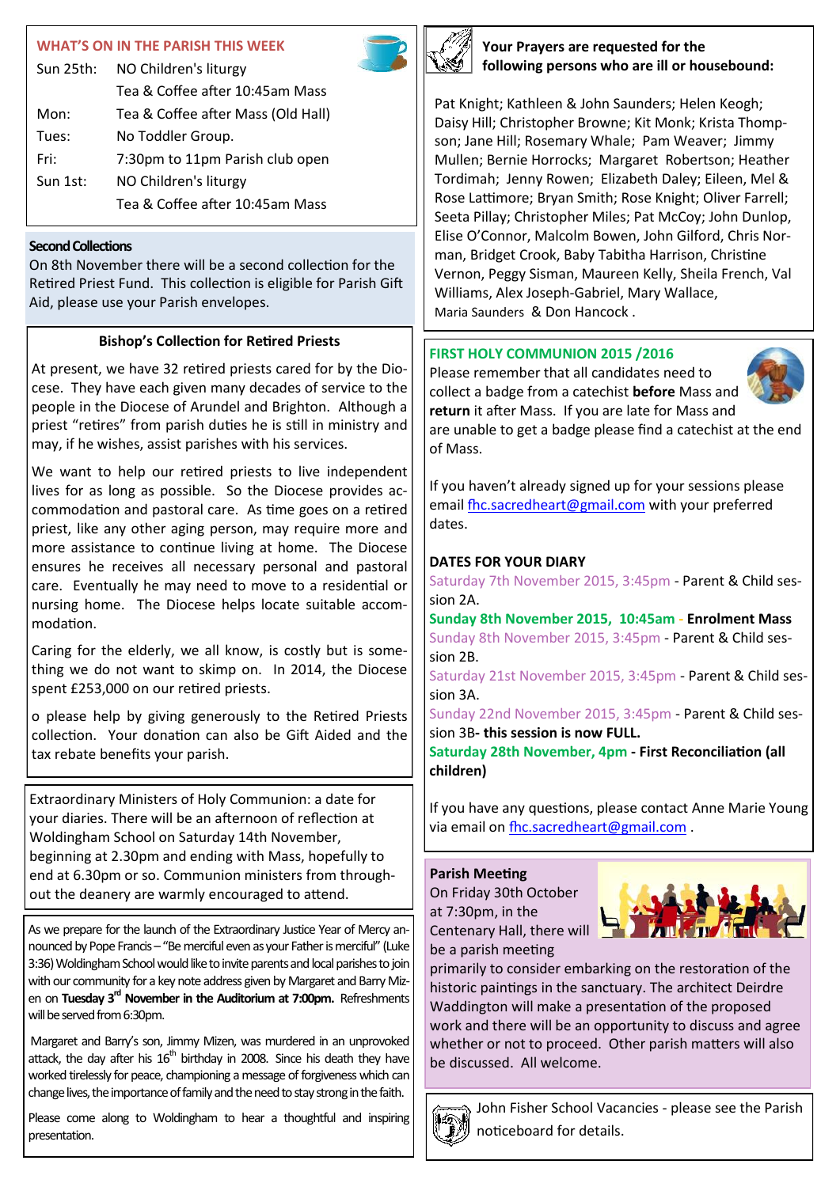## WHAT'S ON IN THE PARISH THIS WEEK

| | |
|---|---|
| Sun 25th: | NO Children's liturgy |
| | Tea & Coffee after 10:45am Mass |
| Mon: | Tea & Coffee after Mass (Old Hall) |
| Tues: | No Toddler Group. |
| Fri: | 7:30pm to 11pm Parish club open |
| Sun 1st: | NO Children's liturgy |
| | Tea & Coffee after 10:45am Mass |

### Second Collections

On 8th November there will be a second collection for the Retired Priest Fund. This collection is eligible for Parish Gift Aid, please use your Parish envelopes.

### Bishop's Collection for Retired Priests

At present, we have 32 retired priests cared for by the Diocese. They have each given many decades of service to the people in the Diocese of Arundel and Brighton. Although a priest "retires" from parish duties he is still in ministry and may, if he wishes, assist parishes with his services.

We want to help our retired priests to live independent lives for as long as possible. So the Diocese provides accommodation and pastoral care. As time goes on a retired priest, like any other aging person, may require more and more assistance to continue living at home. The Diocese ensures he receives all necessary personal and pastoral care. Eventually he may need to move to a residential or nursing home. The Diocese helps locate suitable accommodation.

Caring for the elderly, we all know, is costly but is something we do not want to skimp on. In 2014, the Diocese spent £253,000 on our retired priests.

o please help by giving generously to the Retired Priests collection. Your donation can also be Gift Aided and the tax rebate benefits your parish.

Extraordinary Ministers of Holy Communion: a date for your diaries. There will be an afternoon of reflection at Woldingham School on Saturday 14th November, beginning at 2.30pm and ending with Mass, hopefully to end at 6.30pm or so. Communion ministers from throughout the deanery are warmly encouraged to attend.

As we prepare for the launch of the Extraordinary Justice Year of Mercy announced by Pope Francis – "Be merciful even as your Father is merciful" (Luke 3:36) Woldingham School would like to invite parents and local parishes to join with our community for a key note address given by Margaret and Barry Mizen on **Tuesday 3rd November in the Auditorium at 7:00pm.** Refreshments will be served from 6:30pm.

Margaret and Barry's son, Jimmy Mizen, was murdered in an unprovoked attack, the day after his 16th birthday in 2008. Since his death they have worked tirelessly for peace, championing a message of forgiveness which can change lives, the importance of family and the need to stay strong in the faith.

Please come along to Woldingham to hear a thoughtful and inspiring presentation.

### Your Prayers are requested for the following persons who are ill or housebound:

Pat Knight; Kathleen & John Saunders; Helen Keogh; Daisy Hill; Christopher Browne; Kit Monk; Krista Thompson; Jane Hill; Rosemary Whale; Pam Weaver; Jimmy Mullen; Bernie Horrocks; Margaret Robertson; Heather Tordimah; Jenny Rowen; Elizabeth Daley; Eileen, Mel & Rose Lattimore; Bryan Smith; Rose Knight; Oliver Farrell; Seeta Pillay; Christopher Miles; Pat McCoy; John Dunlop, Elise O'Connor, Malcolm Bowen, John Gilford, Chris Norman, Bridget Crook, Baby Tabitha Harrison, Christine Vernon, Peggy Sisman, Maureen Kelly, Sheila French, Val Williams, Alex Joseph-Gabriel, Mary Wallace, Maria Saunders & Don Hancock .

### FIRST HOLY COMMUNION 2015 /2016

Please remember that all candidates need to collect a badge from a catechist **before** Mass and **return** it after Mass. If you are late for Mass and are unable to get a badge please find a catechist at the end of Mass.

If you haven't already signed up for your sessions please email fhc.sacredheart@gmail.com with your preferred dates.

**DATES FOR YOUR DIARY**

Saturday 7th November 2015, 3:45pm - Parent & Child session 2A.

**Sunday 8th November 2015, 10:45am - Enrolment Mass**

Sunday 8th November 2015, 3:45pm - Parent & Child session 2B.

Saturday 21st November 2015, 3:45pm - Parent & Child session 3A.

Sunday 22nd November 2015, 3:45pm - Parent & Child session 3B- **this session is now FULL.**

**Saturday 28th November, 4pm - First Reconciliation (all children)**

If you have any questions, please contact Anne Marie Young via email on fhc.sacredheart@gmail.com .

### Parish Meeting

On Friday 30th October at 7:30pm, in the Centenary Hall, there will be a parish meeting primarily to consider embarking on the restoration of the historic paintings in the sanctuary. The architect Deirdre Waddington will make a presentation of the proposed work and there will be an opportunity to discuss and agree whether or not to proceed. Other parish matters will also be discussed. All welcome.

John Fisher School Vacancies - please see the Parish noticeboard for details.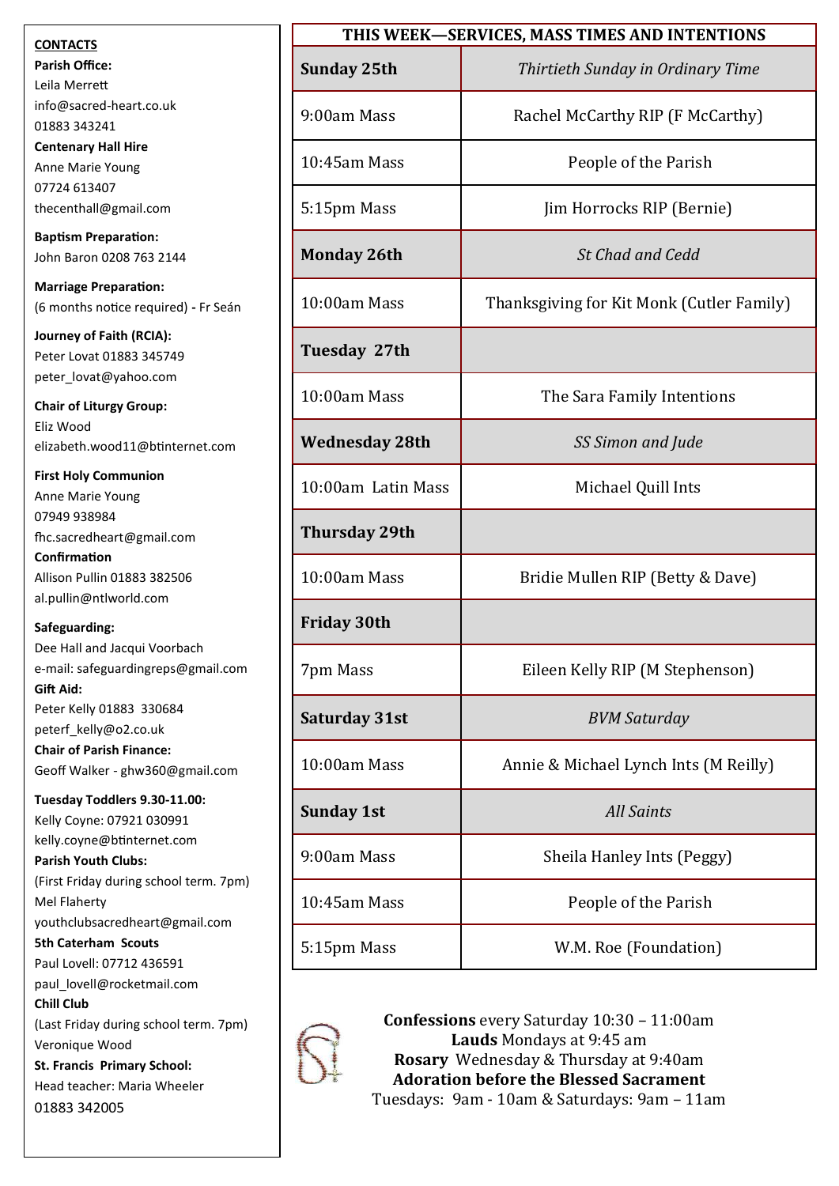**CONTACTS**

**Parish Office:**
Leila Merrett
info@sacred-heart.co.uk
01883 343241

**Centenary Hall Hire**
Anne Marie Young
07724 613407
thecenthall@gmail.com

**Baptism Preparation:**
John Baron 0208 763 2144

**Marriage Preparation:**
(6 months notice required) **-** Fr Seán

**Journey of Faith (RCIA):**
Peter Lovat 01883 345749
peter_lovat@yahoo.com

**Chair of Liturgy Group:**
Eliz Wood
elizabeth.wood11@btinternet.com

**First Holy Communion**
Anne Marie Young
07949 938984
fhc.sacredheart@gmail.com

**Confirmation**
Allison Pullin 01883 382506
al.pullin@ntlworld.com

**Safeguarding:**
Dee Hall and Jacqui Voorbach
e-mail: safeguardingreps@gmail.com

**Gift Aid:**
Peter Kelly 01883 330684
peterf_kelly@o2.co.uk

**Chair of Parish Finance:**
Geoff Walker - ghw360@gmail.com

**Tuesday Toddlers 9.30-11.00:**
Kelly Coyne: 07921 030991
kelly.coyne@btinternet.com

**Parish Youth Clubs:**
(First Friday during school term. 7pm)
Mel Flaherty
youthclubsacredheart@gmail.com

**5th Caterham Scouts**
Paul Lovell: 07712 436591
paul_lovell@rocketmail.com

**Chill Club**
(Last Friday during school term. 7pm)
Veronique Wood

**St. Francis Primary School:**
Head teacher: Maria Wheeler
01883 342005

## THIS WEEK—SERVICES, MASS TIMES AND INTENTIONS

| | |
|---|---|
| **Sunday 25th** | *Thirtieth Sunday in Ordinary Time* |
| 9:00am Mass | Rachel McCarthy RIP (F McCarthy) |
| 10:45am Mass | People of the Parish |
| 5:15pm Mass | Jim Horrocks RIP (Bernie) |
| **Monday 26th** | *St Chad and Cedd* |
| 10:00am Mass | Thanksgiving for Kit Monk (Cutler Family) |
| **Tuesday 27th** | |
| 10:00am Mass | The Sara Family Intentions |
| **Wednesday 28th** | *SS Simon and Jude* |
| 10:00am Latin Mass | Michael Quill Ints |
| **Thursday 29th** | |
| 10:00am Mass | Bridie Mullen RIP (Betty & Dave) |
| **Friday 30th** | |
| 7pm Mass | Eileen Kelly RIP (M Stephenson) |
| **Saturday 31st** | *BVM Saturday* |
| 10:00am Mass | Annie & Michael Lynch Ints (M Reilly) |
| **Sunday 1st** | *All Saints* |
| 9:00am Mass | Sheila Hanley Ints (Peggy) |
| 10:45am Mass | People of the Parish |
| 5:15pm Mass | W.M. Roe (Foundation) |

**Confessions** every Saturday 10:30 – 11:00am
**Lauds** Mondays at 9:45 am
**Rosary** Wednesday & Thursday at 9:40am
**Adoration before the Blessed Sacrament**
Tuesdays: 9am - 10am & Saturdays: 9am – 11am